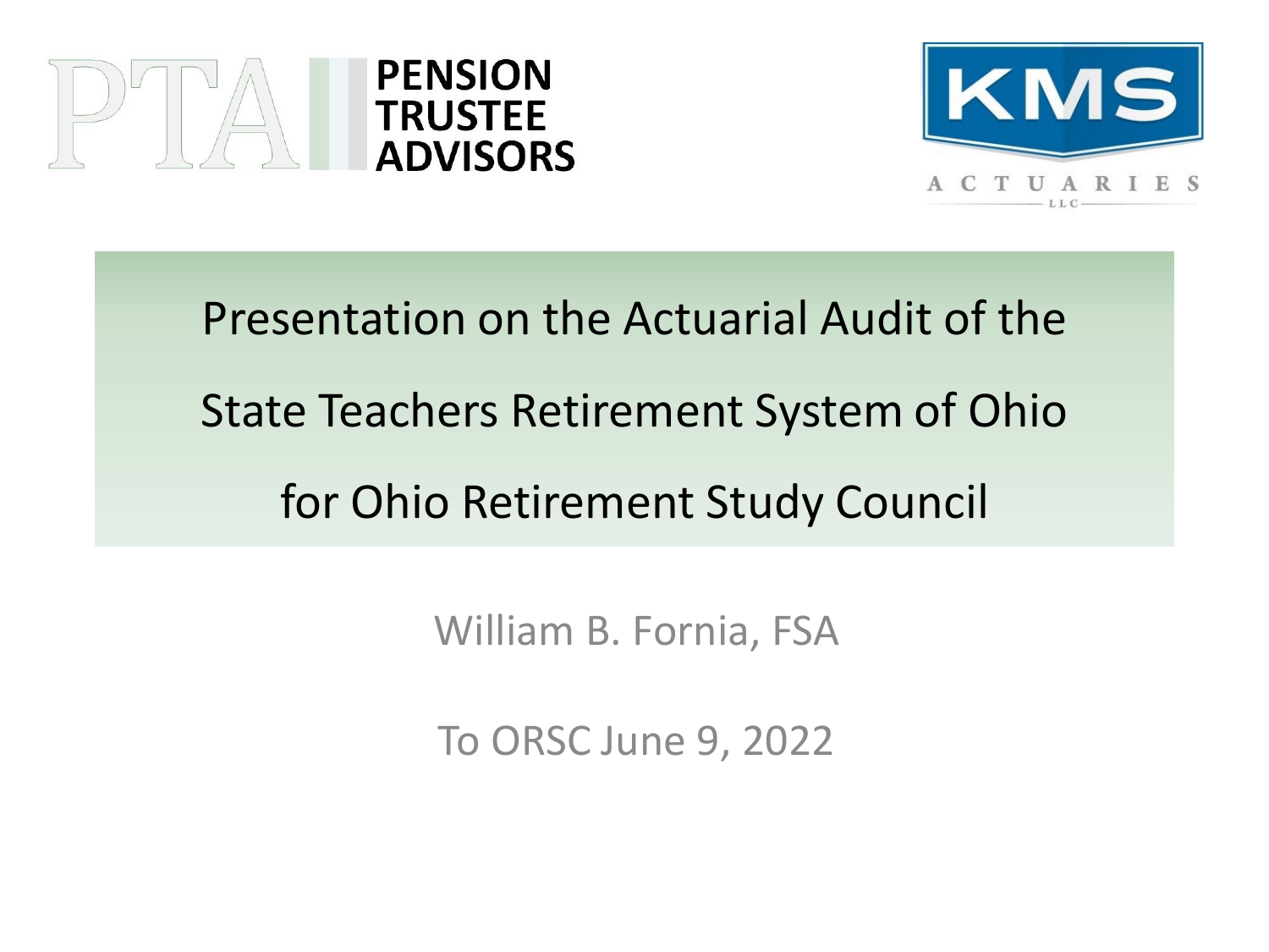PENSION TRUSTEE ADVISORS

KMS ACTUARIES LLC

# Presentation on the Actuarial Audit of the State Teachers Retirement System of Ohio for Ohio Retirement Study Council

William B. Fornia, FSA

To ORSC June 9, 2022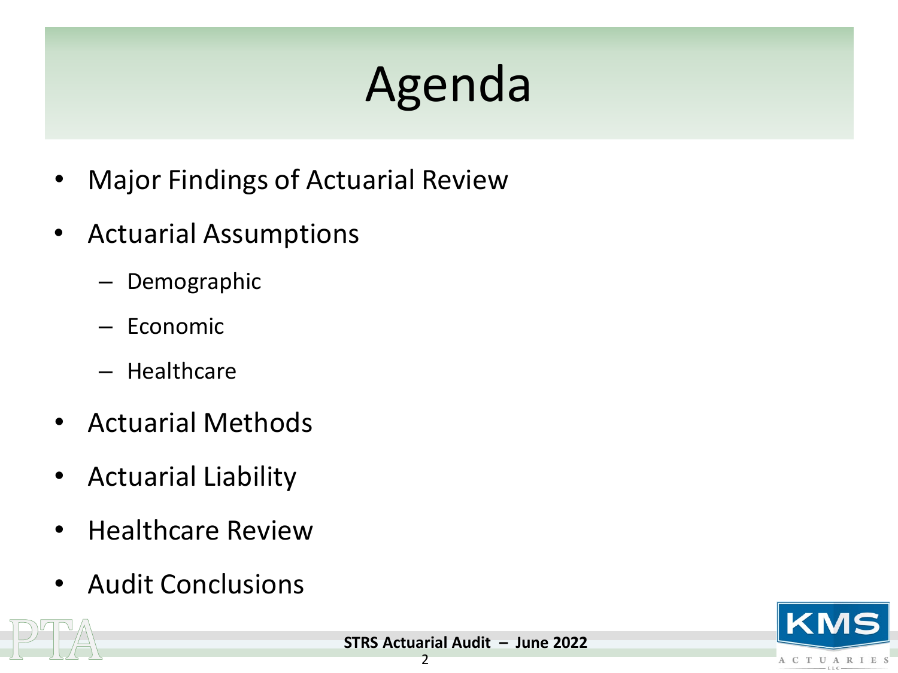# Agenda

- Major Findings of Actuarial Review
- Actuarial Assumptions
  - Demographic
  - Economic
  - Healthcare
- Actuarial Methods
- Actuarial Liability
- Healthcare Review
- Audit Conclusions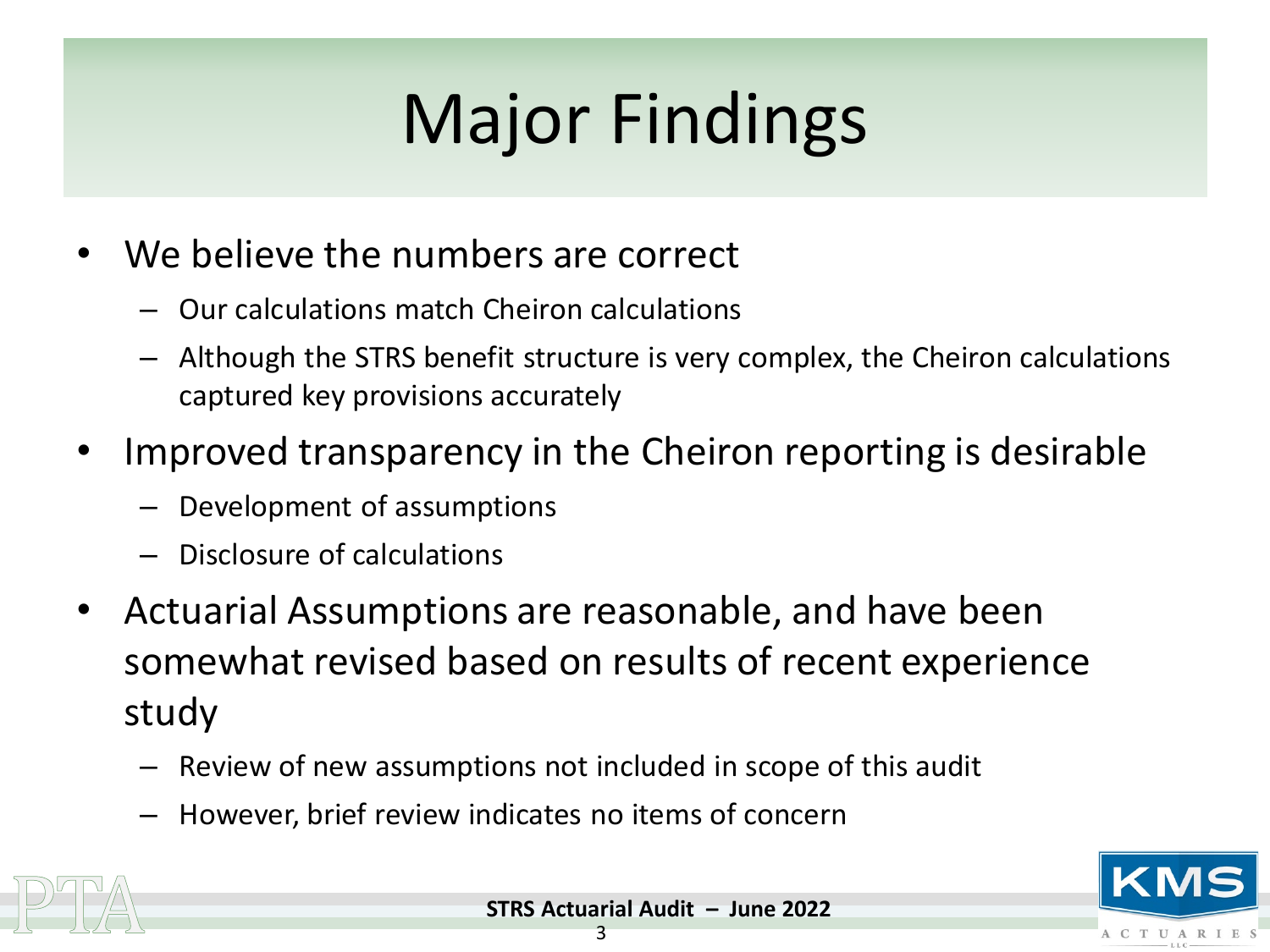# Major Findings

- We believe the numbers are correct
  - Our calculations match Cheiron calculations
  - Although the STRS benefit structure is very complex, the Cheiron calculations captured key provisions accurately
- Improved transparency in the Cheiron reporting is desirable
  - Development of assumptions
  - Disclosure of calculations
- Actuarial Assumptions are reasonable, and have been somewhat revised based on results of recent experience study
  - Review of new assumptions not included in scope of this audit
  - However, brief review indicates no items of concern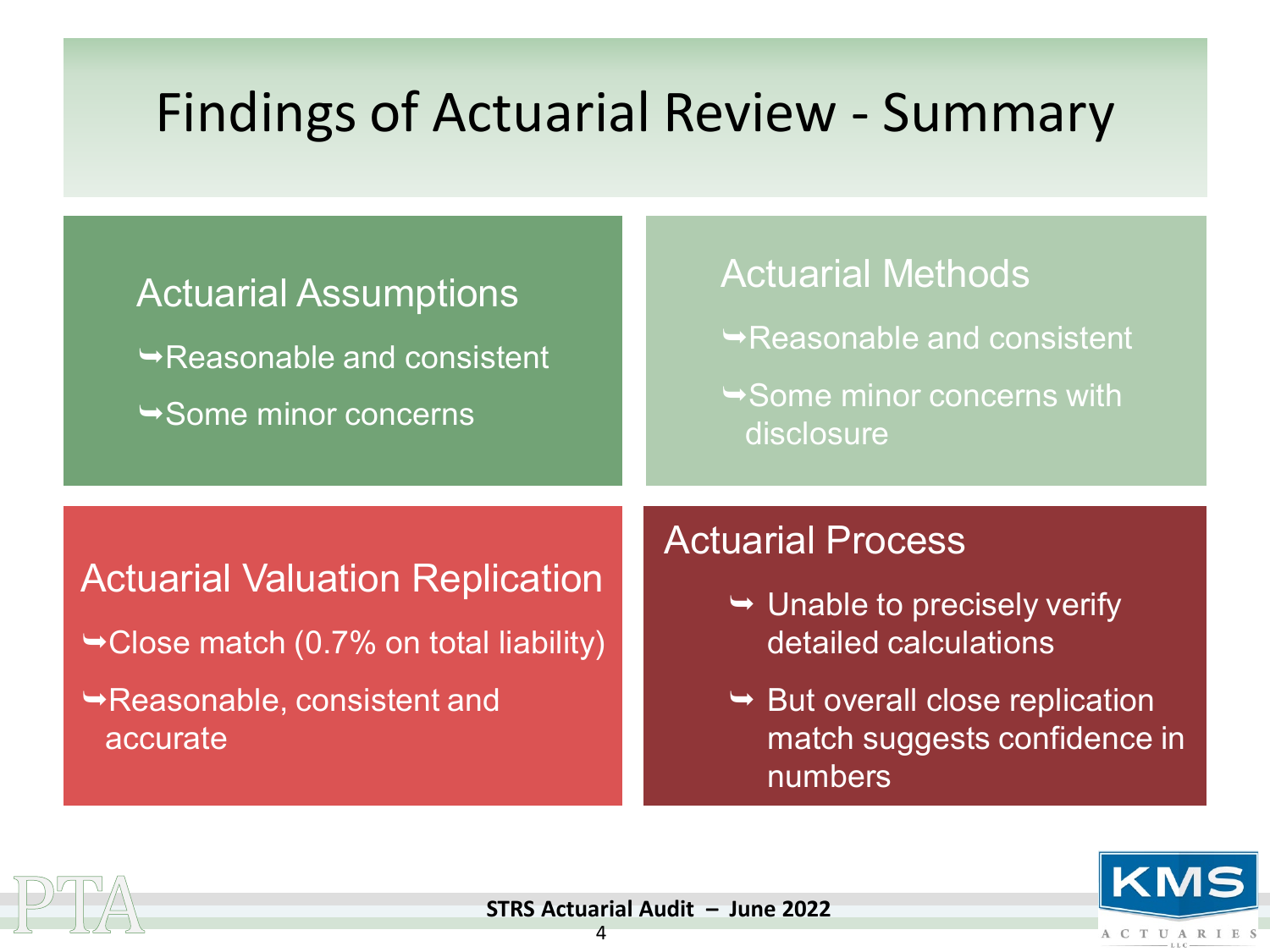# Findings of Actuarial Review - Summary

## Actuarial Assumptions

- Reasonable and consistent
- Some minor concerns

## Actuarial Methods

- Reasonable and consistent
- Some minor concerns with disclosure

## Actuarial Valuation Replication

- Close match (0.7% on total liability)
- Reasonable, consistent and accurate

## Actuarial Process

- Unable to precisely verify detailed calculations
- But overall close replication match suggests confidence in numbers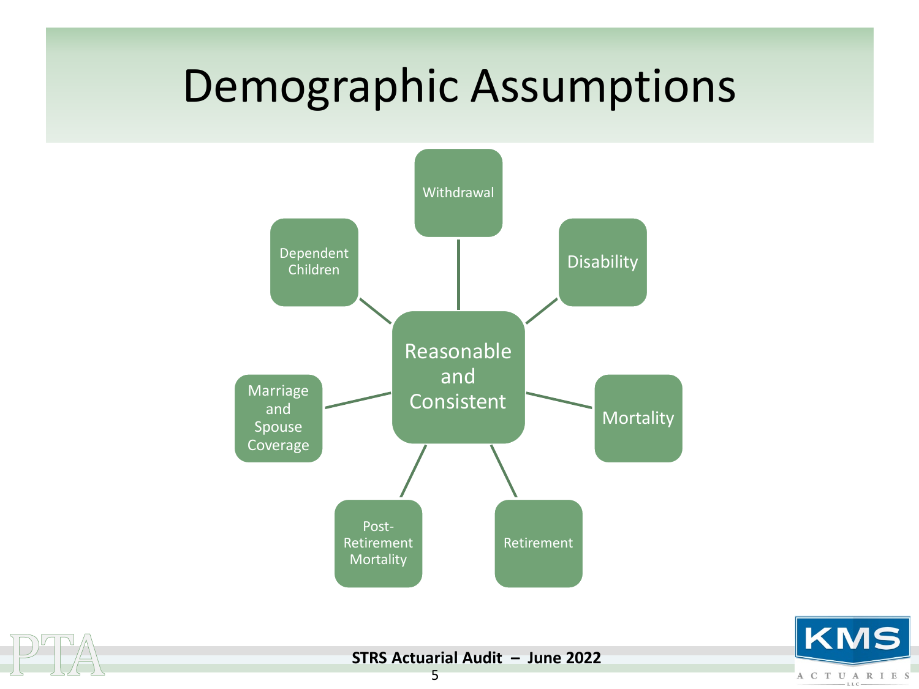# Demographic Assumptions

- Reasonable and Consistent
  - Withdrawal
  - Disability
  - Mortality
  - Retirement
  - Post-Retirement Mortality
  - Marriage and Spouse Coverage
  - Dependent Children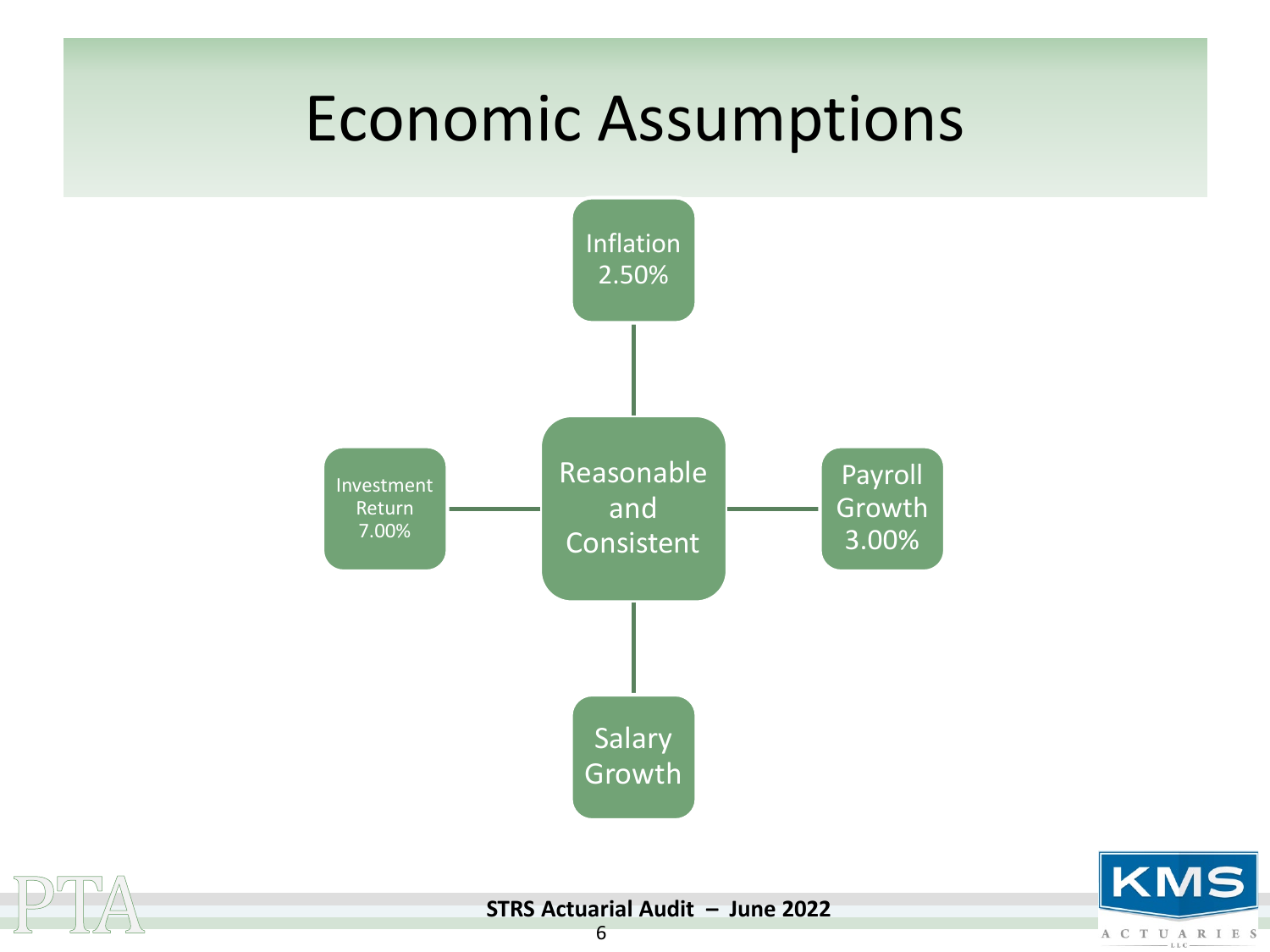# Economic Assumptions

- Reasonable and Consistent
  - Inflation 2.50%
  - Investment Return 7.00%
  - Payroll Growth 3.00%
  - Salary Growth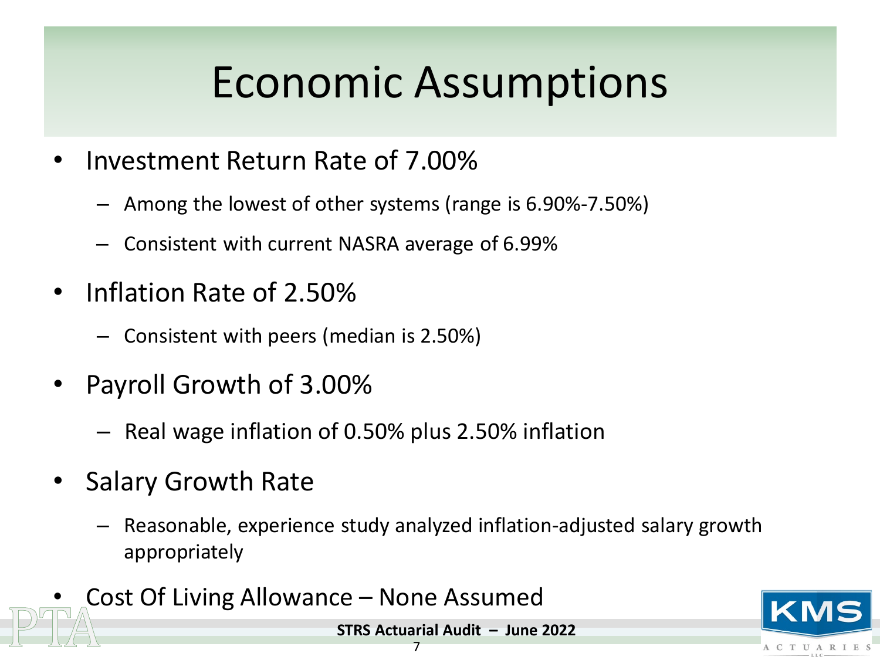# Economic Assumptions

- Investment Return Rate of 7.00%
  - Among the lowest of other systems (range is 6.90%-7.50%)
  - Consistent with current NASRA average of 6.99%
- Inflation Rate of 2.50%
  - Consistent with peers (median is 2.50%)
- Payroll Growth of 3.00%
  - Real wage inflation of 0.50% plus 2.50% inflation
- Salary Growth Rate
  - Reasonable, experience study analyzed inflation-adjusted salary growth appropriately
- Cost Of Living Allowance – None Assumed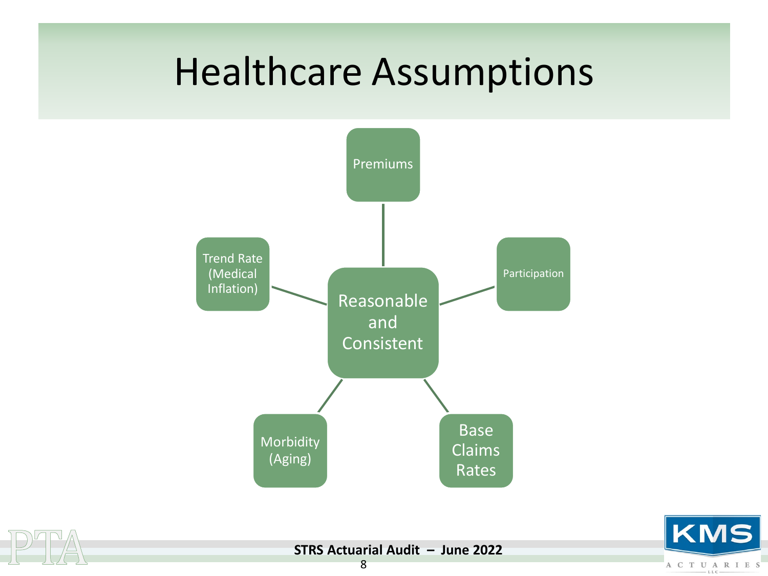# Healthcare Assumptions

- Reasonable and Consistent
  - Premiums
  - Participation
  - Base Claims Rates
  - Morbidity (Aging)
  - Trend Rate (Medical Inflation)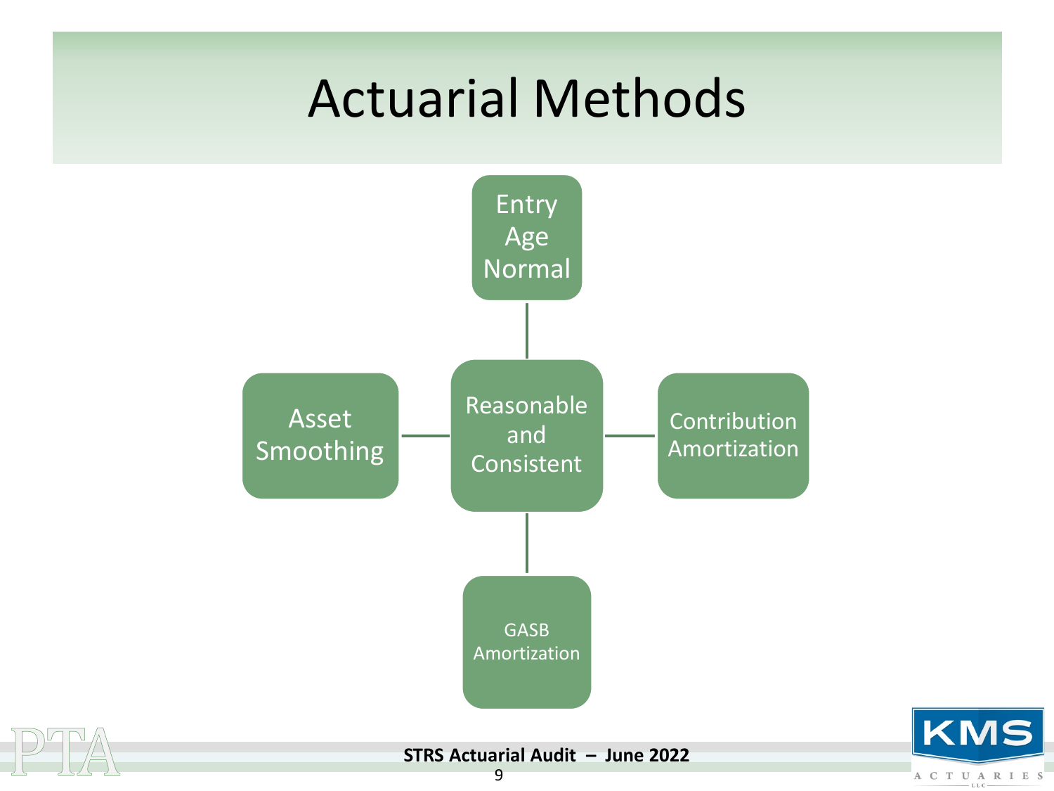# Actuarial Methods

- Reasonable and Consistent
  - Entry Age Normal
  - Asset Smoothing
  - Contribution Amortization
  - GASB Amortization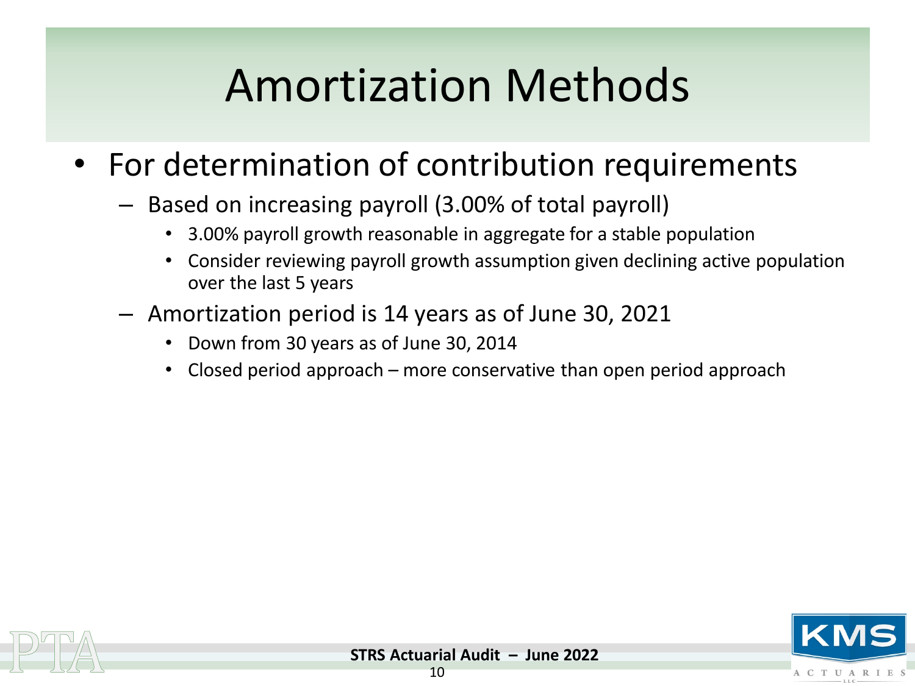# Amortization Methods

- For determination of contribution requirements
  - Based on increasing payroll (3.00% of total payroll)
    - 3.00% payroll growth reasonable in aggregate for a stable population
    - Consider reviewing payroll growth assumption given declining active population over the last 5 years
  - Amortization period is 14 years as of June 30, 2021
    - Down from 30 years as of June 30, 2014
    - Closed period approach – more conservative than open period approach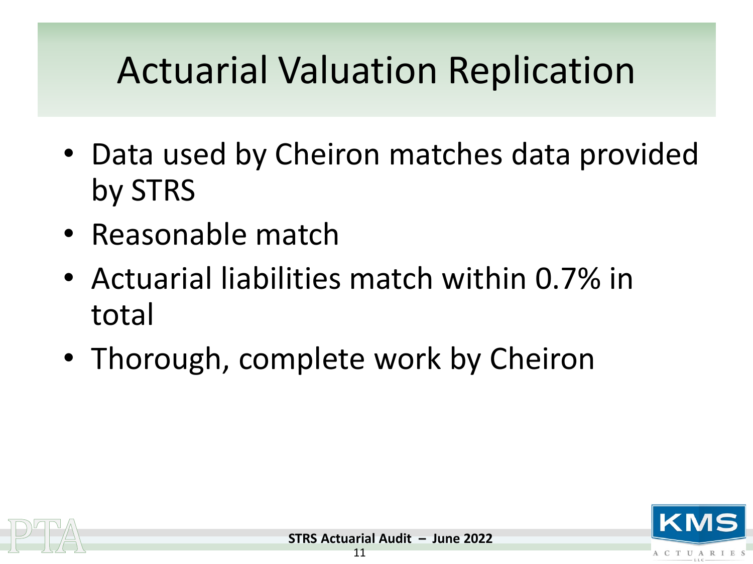# Actuarial Valuation Replication

- Data used by Cheiron matches data provided by STRS
- Reasonable match
- Actuarial liabilities match within 0.7% in total
- Thorough, complete work by Cheiron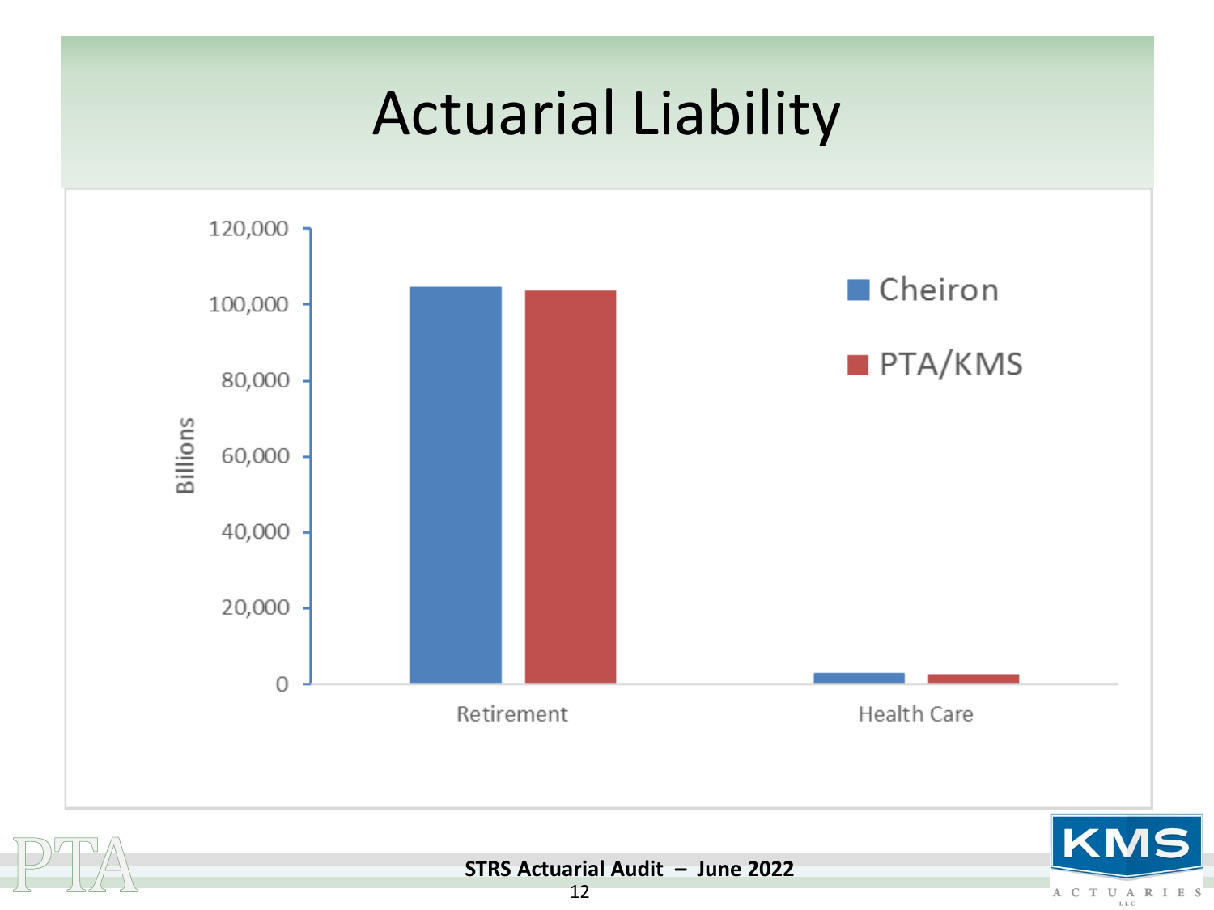# Actuarial Liability

Billions

120,000
100,000
80,000
60,000
40,000
20,000
0

Retirement

Health Care

Cheiron

PTA/KMS

STRS Actuarial Audit – June 2022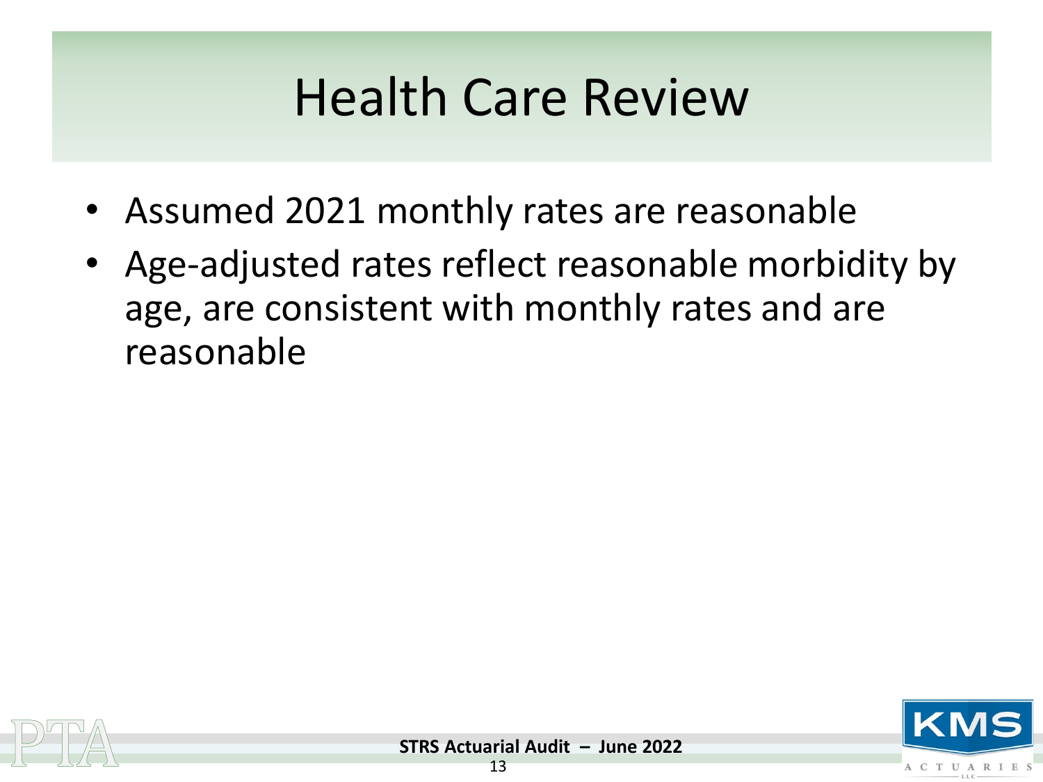# Health Care Review

- Assumed 2021 monthly rates are reasonable
- Age-adjusted rates reflect reasonable morbidity by age, are consistent with monthly rates and are reasonable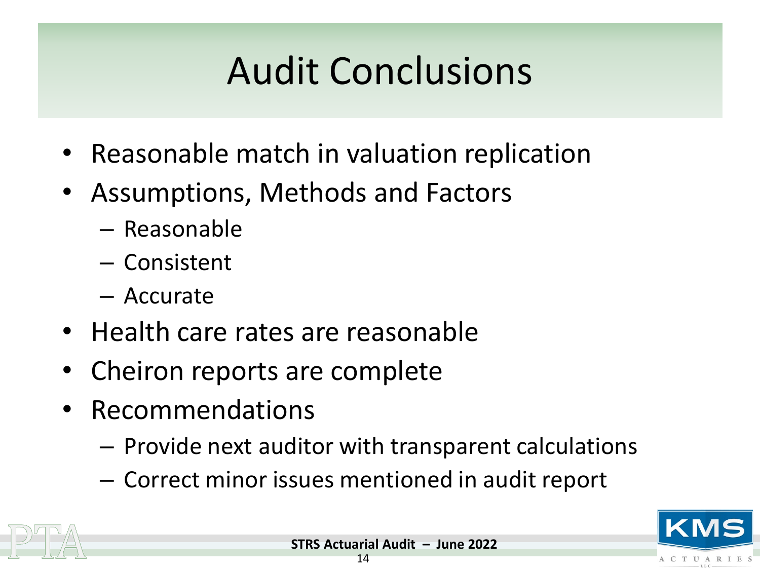# Audit Conclusions

- Reasonable match in valuation replication
- Assumptions, Methods and Factors
  - Reasonable
  - Consistent
  - Accurate
- Health care rates are reasonable
- Cheiron reports are complete
- Recommendations
  - Provide next auditor with transparent calculations
  - Correct minor issues mentioned in audit report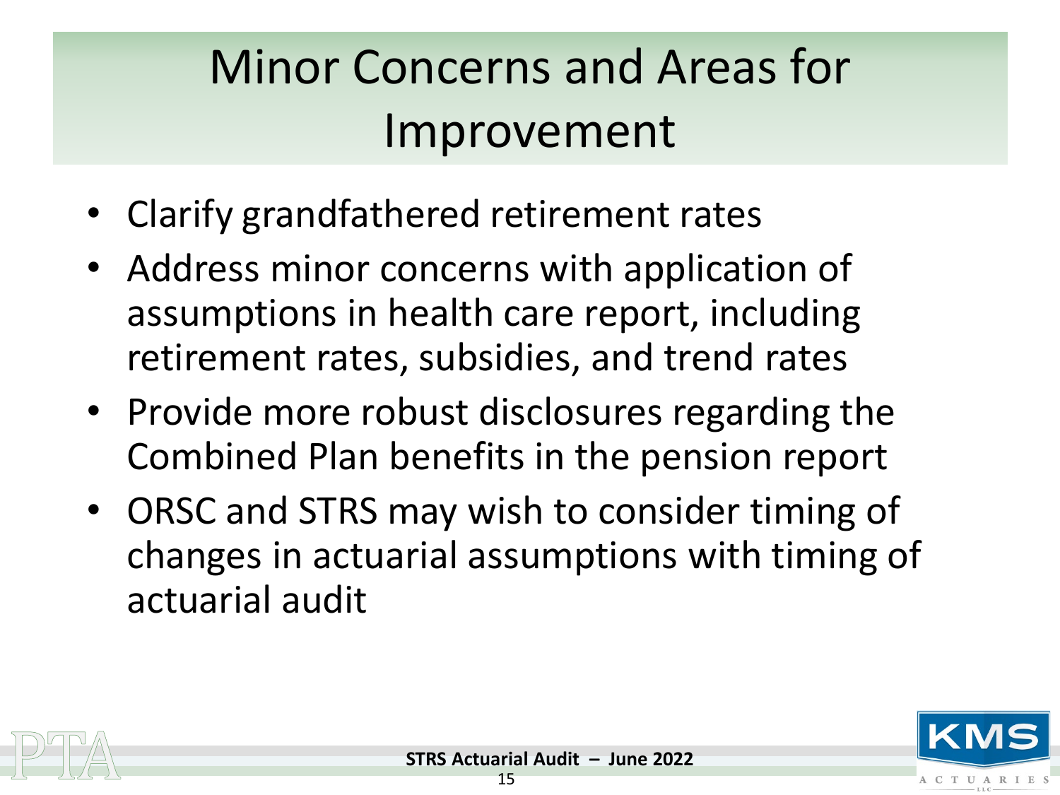# Minor Concerns and Areas for Improvement

- Clarify grandfathered retirement rates
- Address minor concerns with application of assumptions in health care report, including retirement rates, subsidies, and trend rates
- Provide more robust disclosures regarding the Combined Plan benefits in the pension report
- ORSC and STRS may wish to consider timing of changes in actuarial assumptions with timing of actuarial audit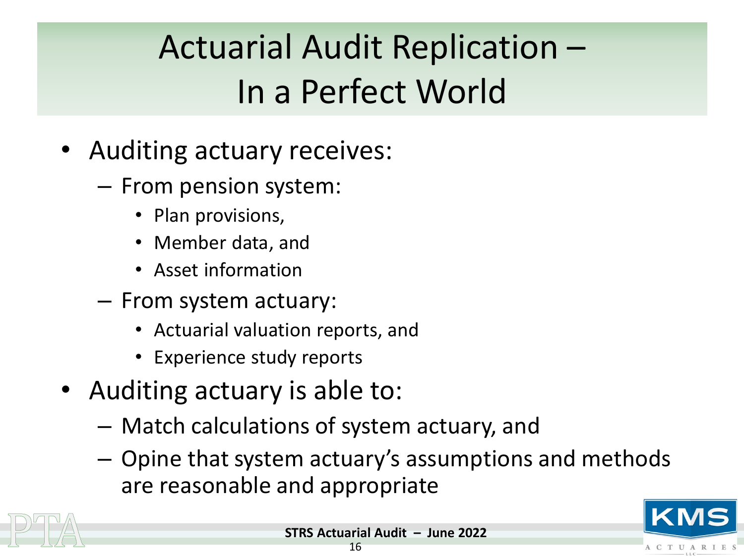# Actuarial Audit Replication – In a Perfect World

- Auditing actuary receives:
  - From pension system:
    - Plan provisions,
    - Member data, and
    - Asset information
  - From system actuary:
    - Actuarial valuation reports, and
    - Experience study reports
- Auditing actuary is able to:
  - Match calculations of system actuary, and
  - Opine that system actuary's assumptions and methods are reasonable and appropriate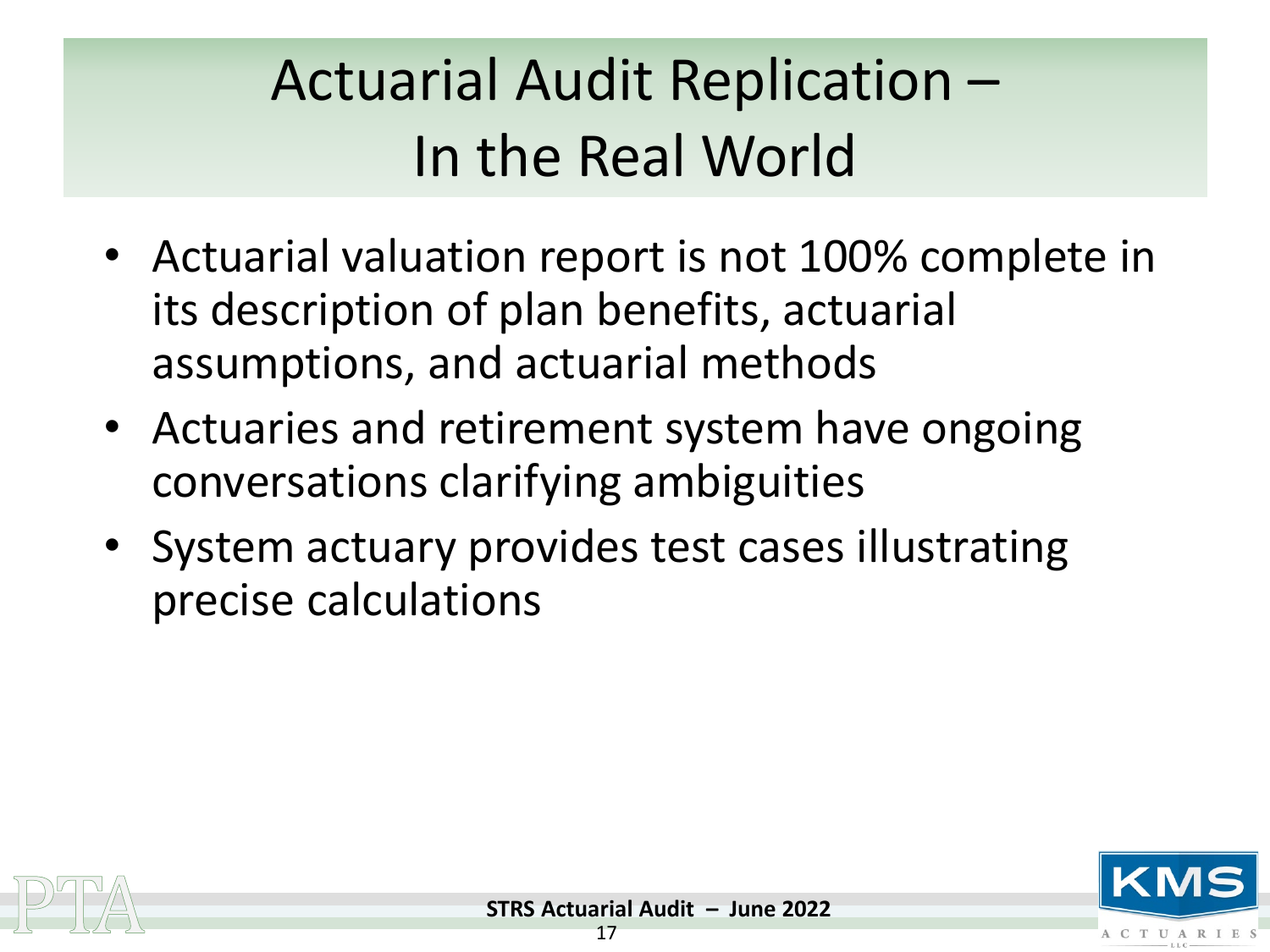# Actuarial Audit Replication – In the Real World

- Actuarial valuation report is not 100% complete in its description of plan benefits, actuarial assumptions, and actuarial methods
- Actuaries and retirement system have ongoing conversations clarifying ambiguities
- System actuary provides test cases illustrating precise calculations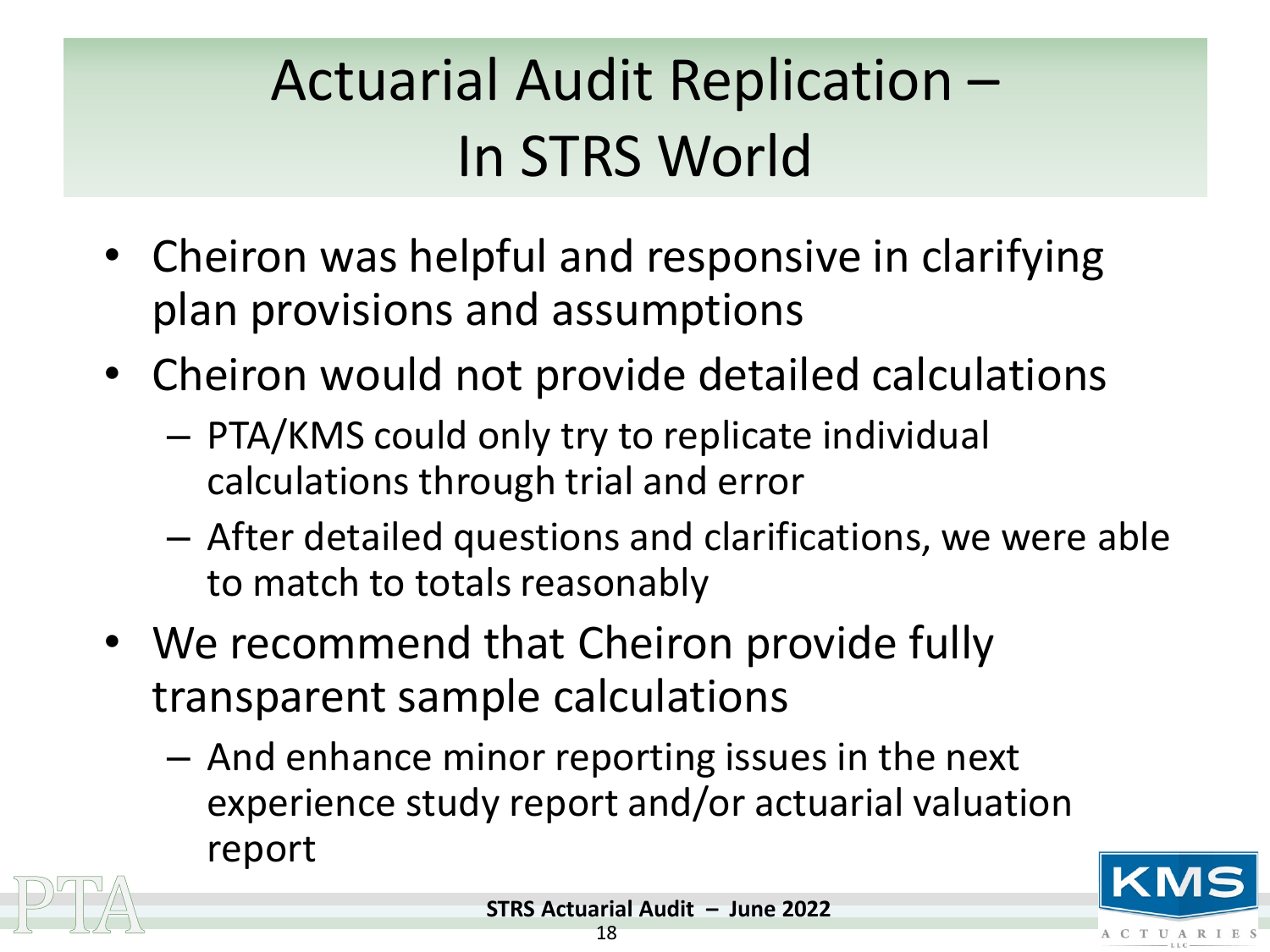# Actuarial Audit Replication – In STRS World

- Cheiron was helpful and responsive in clarifying plan provisions and assumptions
- Cheiron would not provide detailed calculations
  - PTA/KMS could only try to replicate individual calculations through trial and error
  - After detailed questions and clarifications, we were able to match to totals reasonably
- We recommend that Cheiron provide fully transparent sample calculations
  - And enhance minor reporting issues in the next experience study report and/or actuarial valuation report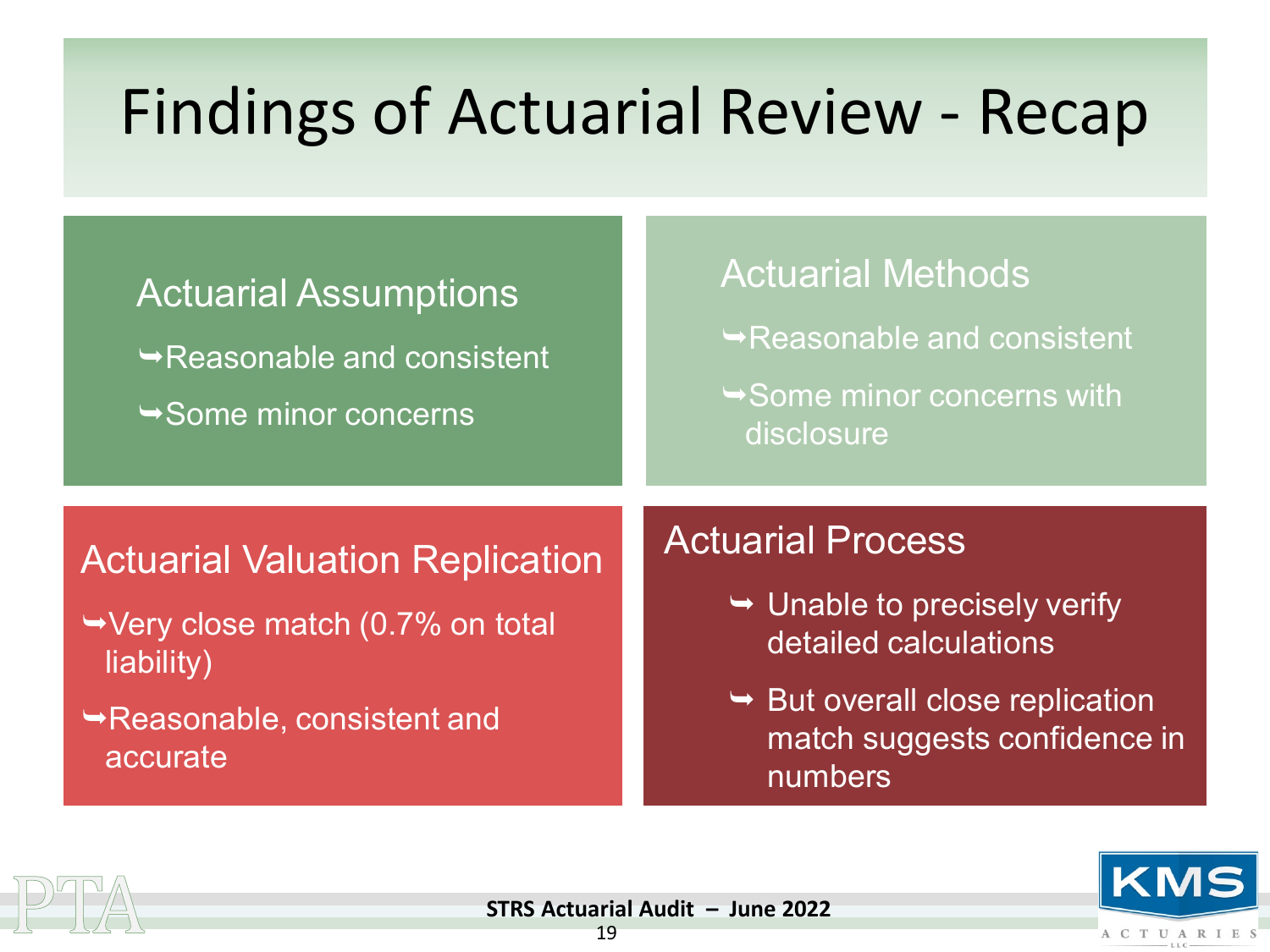# Findings of Actuarial Review - Recap

## Actuarial Assumptions

- Reasonable and consistent
- Some minor concerns

## Actuarial Methods

- Reasonable and consistent
- Some minor concerns with disclosure

## Actuarial Valuation Replication

- Very close match (0.7% on total liability)
- Reasonable, consistent and accurate

## Actuarial Process

- Unable to precisely verify detailed calculations
- But overall close replication match suggests confidence in numbers

STRS Actuarial Audit – June 2022